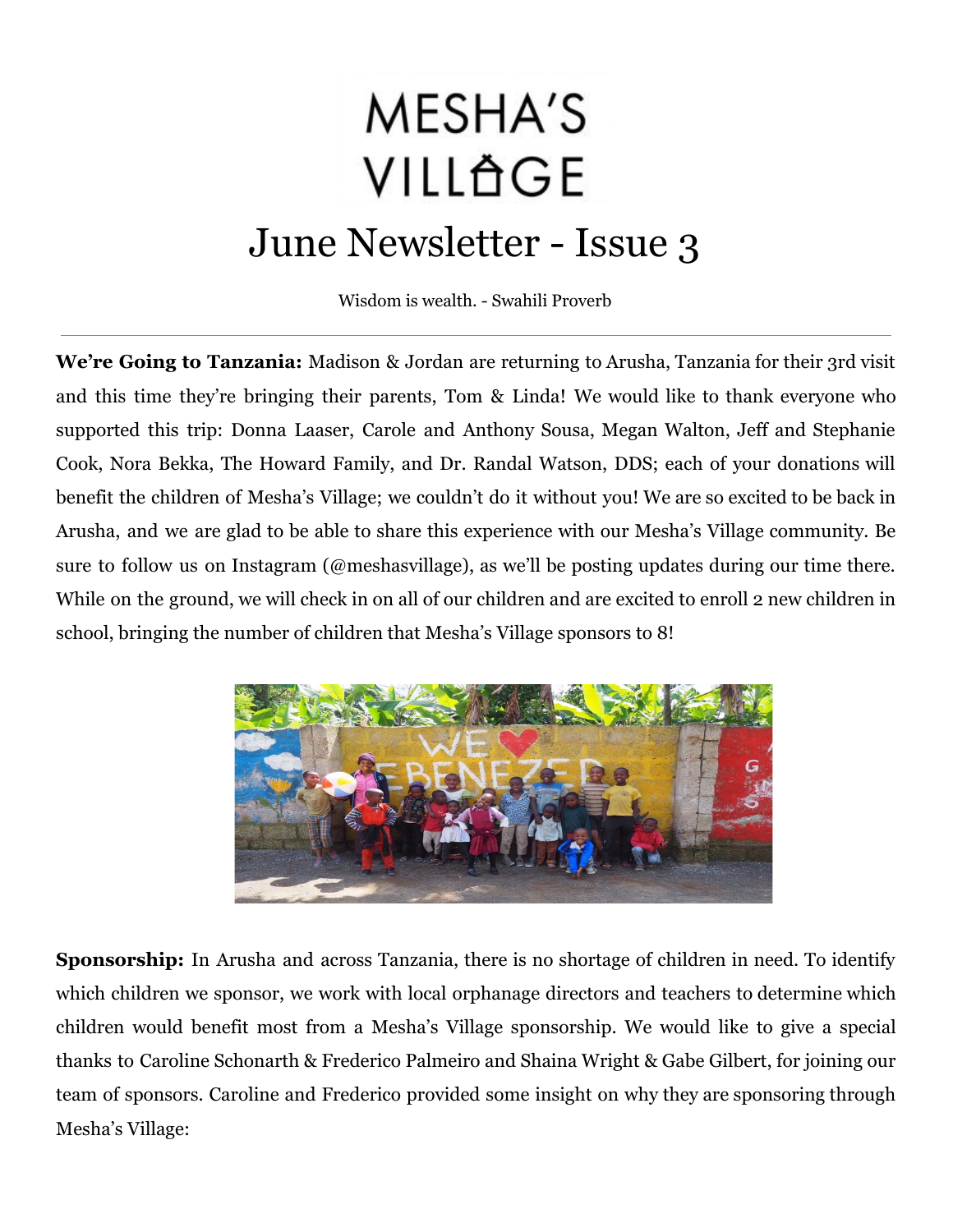# MESHA'S VILLAGE

# June Newsletter - Issue 3

Wisdom is wealth. - Swahili Proverb

---

**We're Going to Tanzania:** Madison & Jordan are returning to Arusha, Tanzania for their 3rd visit and this time they're bringing their parents, Tom & Linda! We would like to thank everyone who supported this trip: Donna Laaser, Carole and Anthony Sousa, Megan Walton, Jeff and Stephanie Cook, Nora Bekka, The Howard Family, and Dr. Randal Watson, DDS; each of your donations will benefit the children of Mesha's Village; we couldn't do it without you! We are so excited to be back in Arusha, and we are glad to be able to share this experience with our Mesha's Village community. Be sure to follow us on Instagram (@meshasvillage), as we'll be posting updates during our time there. While on the ground, we will check in on all of our children and are excited to enroll 2 new children in school, bringing the number of children that Mesha's Village sponsors to 8!

**Sponsorship:** In Arusha and across Tanzania, there is no shortage of children in need. To identify which children we sponsor, we work with local orphanage directors and teachers to determine which children would benefit most from a Mesha's Village sponsorship. We would like to give a special thanks to Caroline Schonarth & Frederico Palmeiro and Shaina Wright & Gabe Gilbert, for joining our team of sponsors. Caroline and Frederico provided some insight on why they are sponsoring through Mesha's Village: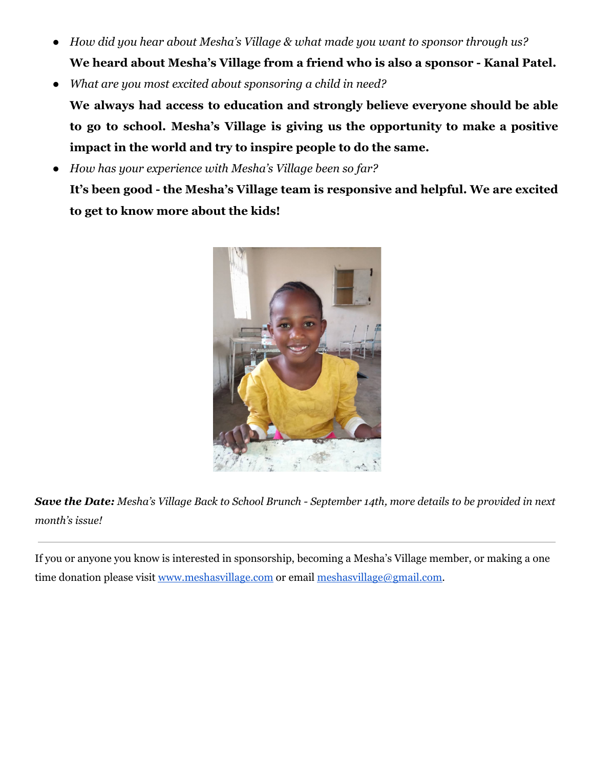- *How did you hear about Mesha's Village & what made you want to sponsor through us?*
  **We heard about Mesha's Village from a friend who is also a sponsor - Kanal Patel.**
- *What are you most excited about sponsoring a child in need?*
  **We always had access to education and strongly believe everyone should be able to go to school. Mesha's Village is giving us the opportunity to make a positive impact in the world and try to inspire people to do the same.**
- *How has your experience with Mesha's Village been so far?*
  **It's been good - the Mesha's Village team is responsive and helpful. We are excited to get to know more about the kids!**

***Save the Date:*** *Mesha's Village Back to School Brunch - September 14th, more details to be provided in next month's issue!*

---

If you or anyone you know is interested in sponsorship, becoming a Mesha's Village member, or making a one time donation please visit [www.meshasvillage.com](http://www.meshasvillage.com) or email [meshasvillage@gmail.com](mailto:meshasvillage@gmail.com).